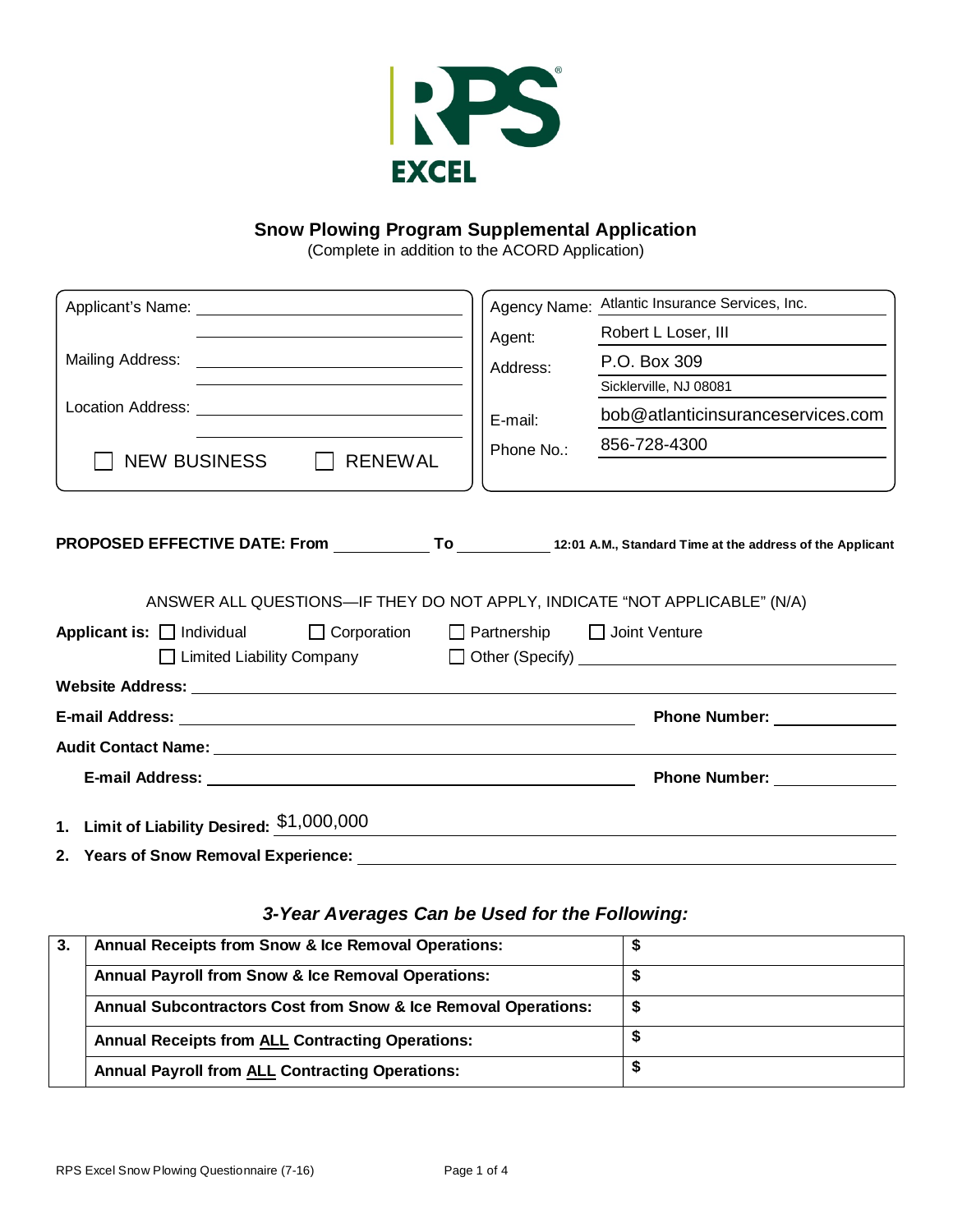# RPS EXCEL

## Snow Plowing Program Supplemental Application

(Complete in addition to the ACORD Application)

| | |
|---|---|
| Applicant's Name: ______________________ | Agency Name: Atlantic Insurance Services, Inc. |
| | Agent: Robert L Loser, III |
| Mailing Address: ______________________ | Address: P.O. Box 309 |
| | Sicklerville, NJ 08081 |
| Location Address: ______________________ | E-mail: bob@atlanticinsuranceservices.com |
| ☐ NEW BUSINESS ☐ RENEWAL | Phone No.: 856-728-4300 |

**PROPOSED EFFECTIVE DATE: From** __________ **To** __________ **12:01 A.M., Standard Time at the address of the Applicant**

ANSWER ALL QUESTIONS—IF THEY DO NOT APPLY, INDICATE "NOT APPLICABLE" (N/A)

**Applicant is:** ☐ Individual ☐ Corporation ☐ Partnership ☐ Joint Venture ☐ Limited Liability Company ☐ Other (Specify) ______________________

**Website Address:** ______________________

**E-mail Address:** ______________________ **Phone Number:** __________

**Audit Contact Name:** ______________________

**E-mail Address:** ______________________ **Phone Number:** __________

1. **Limit of Liability Desired:** $1,000,000
2. **Years of Snow Removal Experience:** ______________________

### *3-Year Averages Can be Used for the Following:*

| 3. | | |
|---|---|---|
| | **Annual Receipts from Snow & Ice Removal Operations:** | **$** |
| | **Annual Payroll from Snow & Ice Removal Operations:** | **$** |
| | **Annual Subcontractors Cost from Snow & Ice Removal Operations:** | **$** |
| | **Annual Receipts from ALL Contracting Operations:** | **$** |
| | **Annual Payroll from ALL Contracting Operations:** | **$** |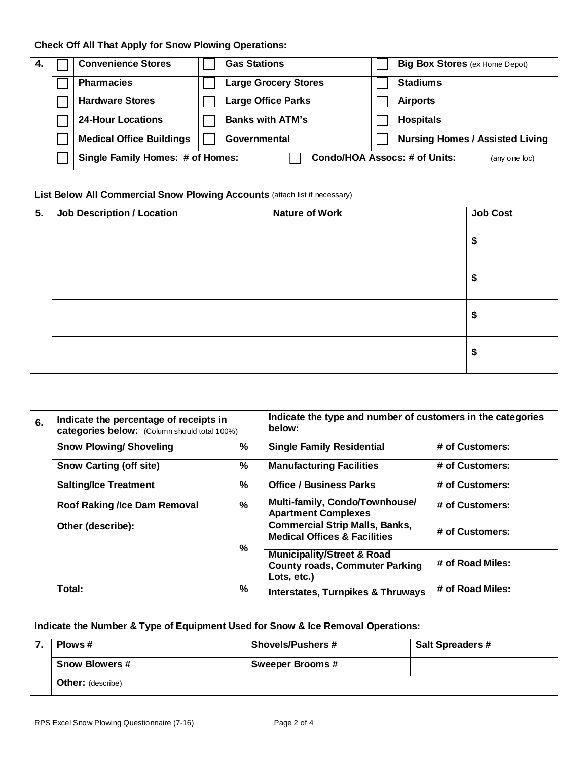**Check Off All That Apply for Snow Plowing Operations:**

| 4. | | | | | | |
|---|---|---|---|---|---|---|
| | ☐ | **Convenience Stores** | ☐ | **Gas Stations** | ☐ | **Big Box Stores** (ex Home Depot) |
| | ☐ | **Pharmacies** | ☐ | **Large Grocery Stores** | ☐ | **Stadiums** |
| | ☐ | **Hardware Stores** | ☐ | **Large Office Parks** | ☐ | **Airports** |
| | ☐ | **24-Hour Locations** | ☐ | **Banks with ATM's** | ☐ | **Hospitals** |
| | ☐ | **Medical Office Buildings** | ☐ | **Governmental** | ☐ | **Nursing Homes / Assisted Living** |
| | ☐ | **Single Family Homes: # of Homes:** | ☐ | **Condo/HOA Assocs: # of Units:** (any one loc) | | |

**List Below All Commercial Snow Plowing Accounts** (attach list if necessary)

| 5. | Job Description / Location | Nature of Work | Job Cost |
|---|---|---|---|
| | | | $ |
| | | | $ |
| | | | $ |
| | | | $ |

| 6. | Indicate the percentage of receipts in categories below: (Column should total 100%) | | Indicate the type and number of customers in the categories below: | |
|---|---|---|---|---|
| | **Snow Plowing/ Shoveling** | % | **Single Family Residential** | **# of Customers:** |
| | **Snow Carting (off site)** | % | **Manufacturing Facilities** | **# of Customers:** |
| | **Salting/Ice Treatment** | % | **Office / Business Parks** | **# of Customers:** |
| | **Roof Raking /Ice Dam Removal** | % | **Multi-family, Condo/Townhouse/ Apartment Complexes** | **# of Customers:** |
| | **Other (describe):** | % | **Commercial Strip Malls, Banks, Medical Offices & Facilities** | **# of Customers:** |
| | | | **Municipality/Street & Road County roads, Commuter Parking Lots, etc.)** | **# of Road Miles:** |
| | **Total:** | % | **Interstates, Turnpikes & Thruways** | **# of Road Miles:** |

**Indicate the Number & Type of Equipment Used for Snow & Ice Removal Operations:**

| 7. | Plows # | | Shovels/Pushers # | | Salt Spreaders # | |
|---|---|---|---|---|---|---|
| | **Snow Blowers #** | | **Sweeper Brooms #** | | | |
| | **Other:** (describe) | | | | | |

RPS Excel Snow Plowing Questionnaire (7-16)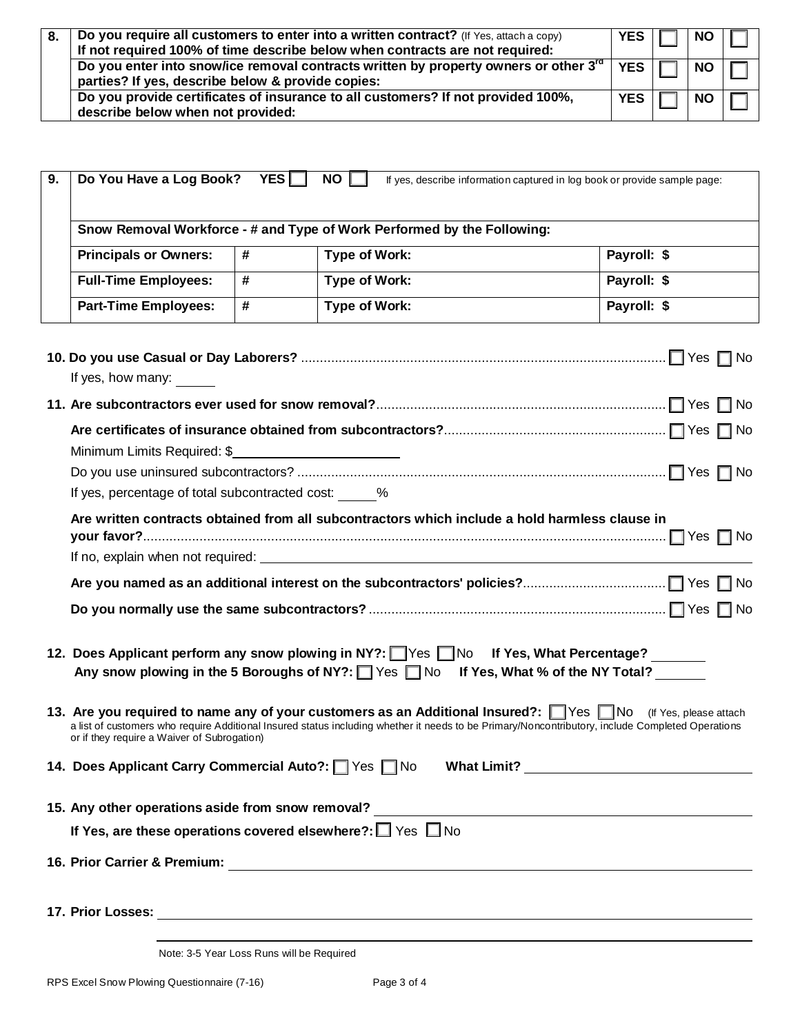| 8. | **Do you require all customers to enter into a written contract?** (If Yes, attach a copy)<br>**If not required 100% of time describe below when contracts are not required:** | **YES** | ☐ | **NO** | ☐ |
|---|---|---|---|---|---|
| | **Do you enter into snow/ice removal contracts written by property owners or other 3rd parties? If yes, describe below & provide copies:** | **YES** | ☐ | **NO** | ☐ |
| | **Do you provide certificates of insurance to all customers? If not provided 100%, describe below when not provided:** | **YES** | ☐ | **NO** | ☐ |

| 9. | **Do You Have a Log Book?** **YES** ☐ **NO** ☐ If yes, describe information captured in log book or provide sample page: | | | |
|---|---|---|---|---|
| | **Snow Removal Workforce - # and Type of Work Performed by the Following:** | | | |
| | **Principals or Owners:** | **#** | **Type of Work:** | **Payroll: $** |
| | **Full-Time Employees:** | **#** | **Type of Work:** | **Payroll: $** |
| | **Part-Time Employees:** | **#** | **Type of Work:** | **Payroll: $** |

**10. Do you use Casual or Day Laborers?** ........ ☐ Yes ☐ No

If yes, how many: ______

**11. Are subcontractors ever used for snow removal?** ........ ☐ Yes ☐ No

**Are certificates of insurance obtained from subcontractors?** ........ ☐ Yes ☐ No

Minimum Limits Required: $______________________

Do you use uninsured subcontractors? ........ ☐ Yes ☐ No

If yes, percentage of total subcontracted cost: _____%

**Are written contracts obtained from all subcontractors which include a hold harmless clause in your favor?** ........ ☐ Yes ☐ No

If no, explain when not required: ______________________

**Are you named as an additional interest on the subcontractors' policies?** ........ ☐ Yes ☐ No

**Do you normally use the same subcontractors?** ........ ☐ Yes ☐ No

**12. Does Applicant perform any snow plowing in NY?:** ☐ Yes ☐ No **If Yes, What Percentage?** _______
**Any snow plowing in the 5 Boroughs of NY?:** ☐ Yes ☐ No **If Yes, What % of the NY Total?** _______

**13. Are you required to name any of your customers as an Additional Insured?:** ☐ Yes ☐ No (If Yes, please attach a list of customers who require Additional Insured status including whether it needs to be Primary/Noncontributory, include Completed Operations or if they require a Waiver of Subrogation)

**14. Does Applicant Carry Commercial Auto?:** ☐ Yes ☐ No **What Limit?** ______________________

**15. Any other operations aside from snow removal?** ______________________

**If Yes, are these operations covered elsewhere?:** ☐ Yes ☐ No

**16. Prior Carrier & Premium:** ______________________

**17. Prior Losses:** ______________________

Note: 3-5 Year Loss Runs will be Required

RPS Excel Snow Plowing Questionnaire (7-16)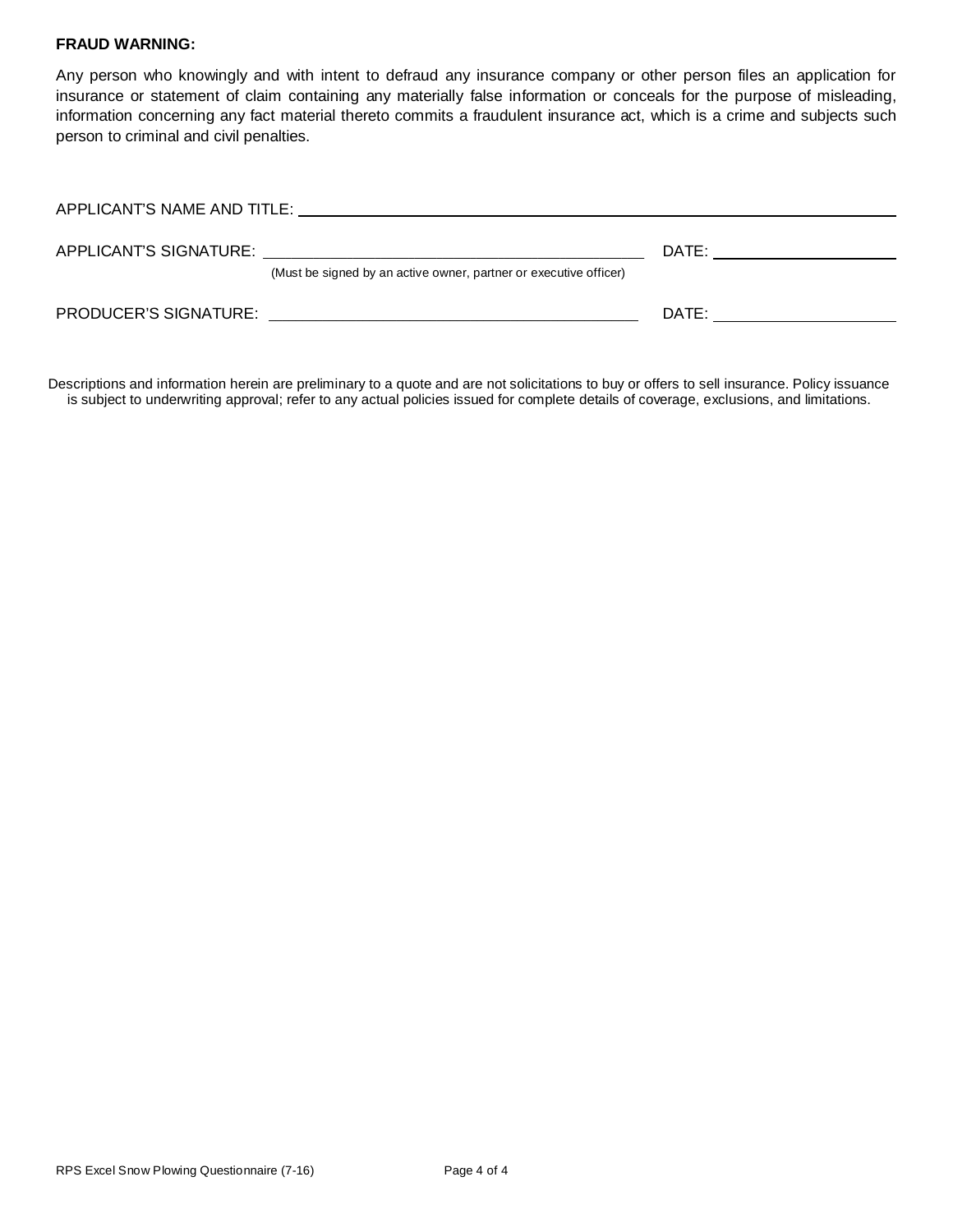**FRAUD WARNING:**

Any person who knowingly and with intent to defraud any insurance company or other person files an application for insurance or statement of claim containing any materially false information or conceals for the purpose of misleading, information concerning any fact material thereto commits a fraudulent insurance act, which is a crime and subjects such person to criminal and civil penalties.

APPLICANT'S NAME AND TITLE: ______________________________________________

APPLICANT'S SIGNATURE: ______________________________ DATE: ______________

(Must be signed by an active owner, partner or executive officer)

PRODUCER'S SIGNATURE: ______________________________ DATE: ______________

Descriptions and information herein are preliminary to a quote and are not solicitations to buy or offers to sell insurance. Policy issuance is subject to underwriting approval; refer to any actual policies issued for complete details of coverage, exclusions, and limitations.